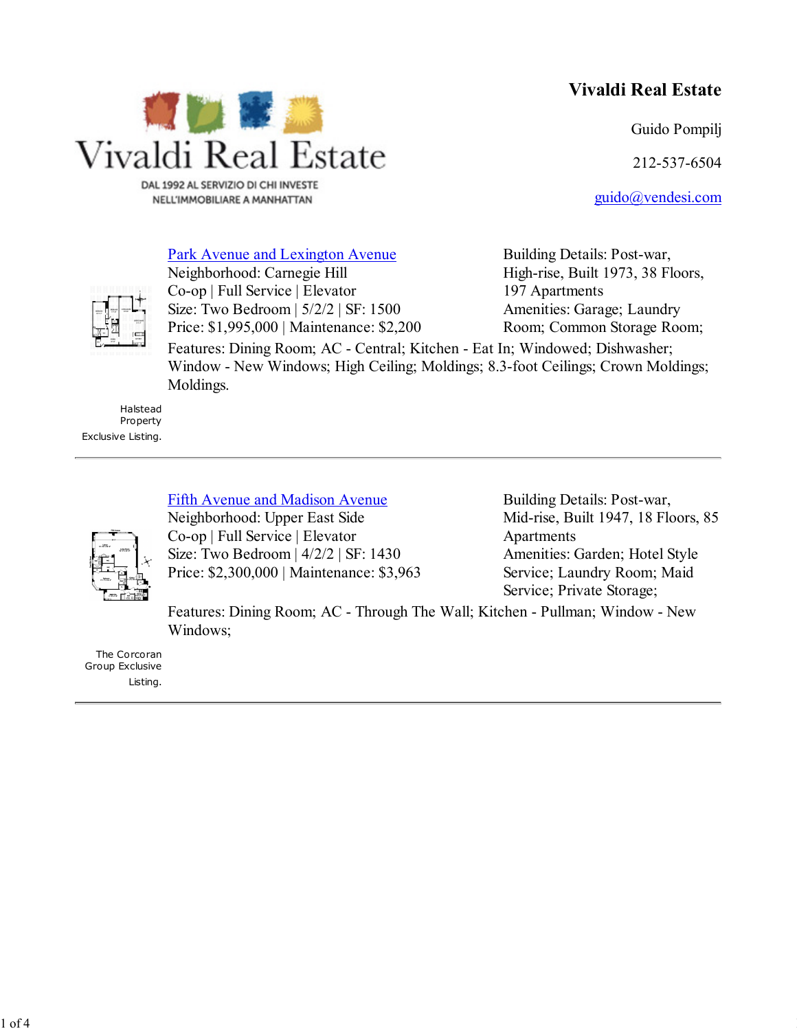# Vivaldi Real Estate

Vivaldi Real Estate

DAL 1992 AL SERVIZIO DI CHI INVESTE NELL'IMMOBILIARE A MANHATTAN

**Vivaldi Real Estate**

Guido Pompilj

212-537-6504

guido@vendesi.com

---

[Park Avenue and Lexington Avenue]

Neighborhood: Carnegie Hill

Co-op | Full Service | Elevator

Size: Two Bedroom | 5/2/2 | SF: 1500

Price: $1,995,000 | Maintenance: $2,200

Building Details: Post-war, High-rise, Built 1973, 38 Floors, 197 Apartments

Amenities: Garage; Laundry Room; Common Storage Room;

Features: Dining Room; AC - Central; Kitchen - Eat In; Windowed; Dishwasher; Window - New Windows; High Ceiling; Moldings; 8.3-foot Ceilings; Crown Moldings; Moldings.

Halstead Property Exclusive Listing.

---

[Fifth Avenue and Madison Avenue]

Neighborhood: Upper East Side

Co-op | Full Service | Elevator

Size: Two Bedroom | 4/2/2 | SF: 1430

Price: $2,300,000 | Maintenance: $3,963

Building Details: Post-war, Mid-rise, Built 1947, 18 Floors, 85 Apartments

Amenities: Garden; Hotel Style Service; Laundry Room; Maid Service; Private Storage;

Features: Dining Room; AC - Through The Wall; Kitchen - Pullman; Window - New Windows;

The Corcoran Group Exclusive Listing.

---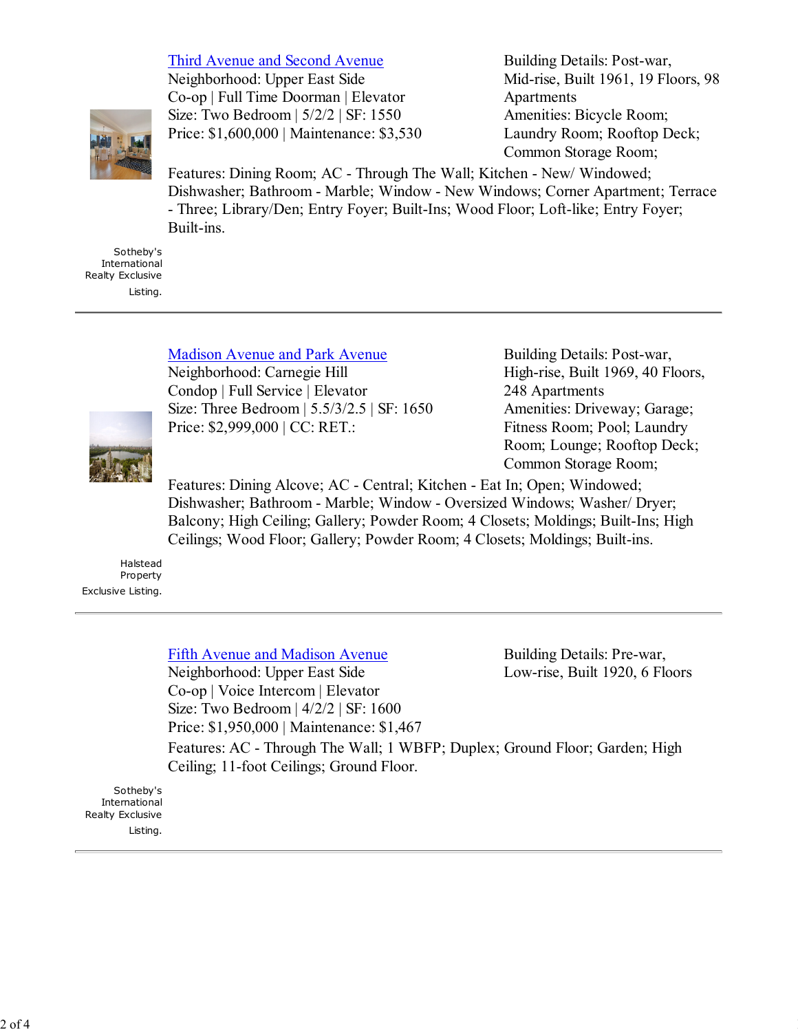[Third Avenue and Second Avenue]

Neighborhood: Upper East Side
Co-op | Full Time Doorman | Elevator
Size: Two Bedroom | 5/2/2 | SF: 1550
Price: $1,600,000 | Maintenance: $3,530

Building Details: Post-war, Mid-rise, Built 1961, 19 Floors, 98 Apartments
Amenities: Bicycle Room; Laundry Room; Rooftop Deck; Common Storage Room;

Features: Dining Room; AC - Through The Wall; Kitchen - New/ Windowed; Dishwasher; Bathroom - Marble; Window - New Windows; Corner Apartment; Terrace - Three; Library/Den; Entry Foyer; Built-Ins; Wood Floor; Loft-like; Entry Foyer; Built-ins.

Sotheby's International Realty Exclusive Listing.

---

[Madison Avenue and Park Avenue]

Neighborhood: Carnegie Hill
Condop | Full Service | Elevator
Size: Three Bedroom | 5.5/3/2.5 | SF: 1650
Price: $2,999,000 | CC: RET.:

Building Details: Post-war, High-rise, Built 1969, 40 Floors, 248 Apartments
Amenities: Driveway; Garage; Fitness Room; Pool; Laundry Room; Lounge; Rooftop Deck; Common Storage Room;

Features: Dining Alcove; AC - Central; Kitchen - Eat In; Open; Windowed; Dishwasher; Bathroom - Marble; Window - Oversized Windows; Washer/ Dryer; Balcony; High Ceiling; Gallery; Powder Room; 4 Closets; Moldings; Built-Ins; High Ceilings; Wood Floor; Gallery; Powder Room; 4 Closets; Moldings; Built-ins.

Halstead Property Exclusive Listing.

---

[Fifth Avenue and Madison Avenue]

Neighborhood: Upper East Side
Co-op | Voice Intercom | Elevator
Size: Two Bedroom | 4/2/2 | SF: 1600
Price: $1,950,000 | Maintenance: $1,467

Building Details: Pre-war, Low-rise, Built 1920, 6 Floors

Features: AC - Through The Wall; 1 WBFP; Duplex; Ground Floor; Garden; High Ceiling; 11-foot Ceilings; Ground Floor.

Sotheby's International Realty Exclusive Listing.

---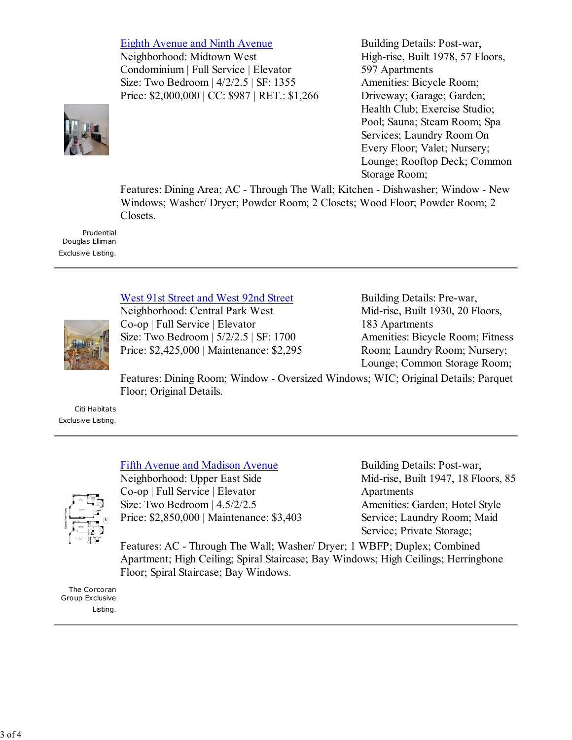[Eighth Avenue and Ninth Avenue]
Neighborhood: Midtown West
Condominium | Full Service | Elevator
Size: Two Bedroom | 4/2/2.5 | SF: 1355
Price: $2,000,000 | CC: $987 | RET.: $1,266

Building Details: Post-war, High-rise, Built 1978, 57 Floors, 597 Apartments
Amenities: Bicycle Room; Driveway; Garage; Garden; Health Club; Exercise Studio; Pool; Sauna; Steam Room; Spa Services; Laundry Room On Every Floor; Valet; Nursery; Lounge; Rooftop Deck; Common Storage Room;

Features: Dining Area; AC - Through The Wall; Kitchen - Dishwasher; Window - New Windows; Washer/ Dryer; Powder Room; 2 Closets; Wood Floor; Powder Room; 2 Closets.

Prudential Douglas Elliman Exclusive Listing.

---

[West 91st Street and West 92nd Street]
Neighborhood: Central Park West
Co-op | Full Service | Elevator
Size: Two Bedroom | 5/2/2.5 | SF: 1700
Price: $2,425,000 | Maintenance: $2,295

Building Details: Pre-war, Mid-rise, Built 1930, 20 Floors, 183 Apartments
Amenities: Bicycle Room; Fitness Room; Laundry Room; Nursery; Lounge; Common Storage Room;

Features: Dining Room; Window - Oversized Windows; WIC; Original Details; Parquet Floor; Original Details.

Citi Habitats Exclusive Listing.

---

[Fifth Avenue and Madison Avenue]
Neighborhood: Upper East Side
Co-op | Full Service | Elevator
Size: Two Bedroom | 4.5/2/2.5
Price: $2,850,000 | Maintenance: $3,403

Building Details: Post-war, Mid-rise, Built 1947, 18 Floors, 85 Apartments
Amenities: Garden; Hotel Style Service; Laundry Room; Maid Service; Private Storage;

Features: AC - Through The Wall; Washer/ Dryer; 1 WBFP; Duplex; Combined Apartment; High Ceiling; Spiral Staircase; Bay Windows; High Ceilings; Herringbone Floor; Spiral Staircase; Bay Windows.

The Corcoran Group Exclusive Listing.

---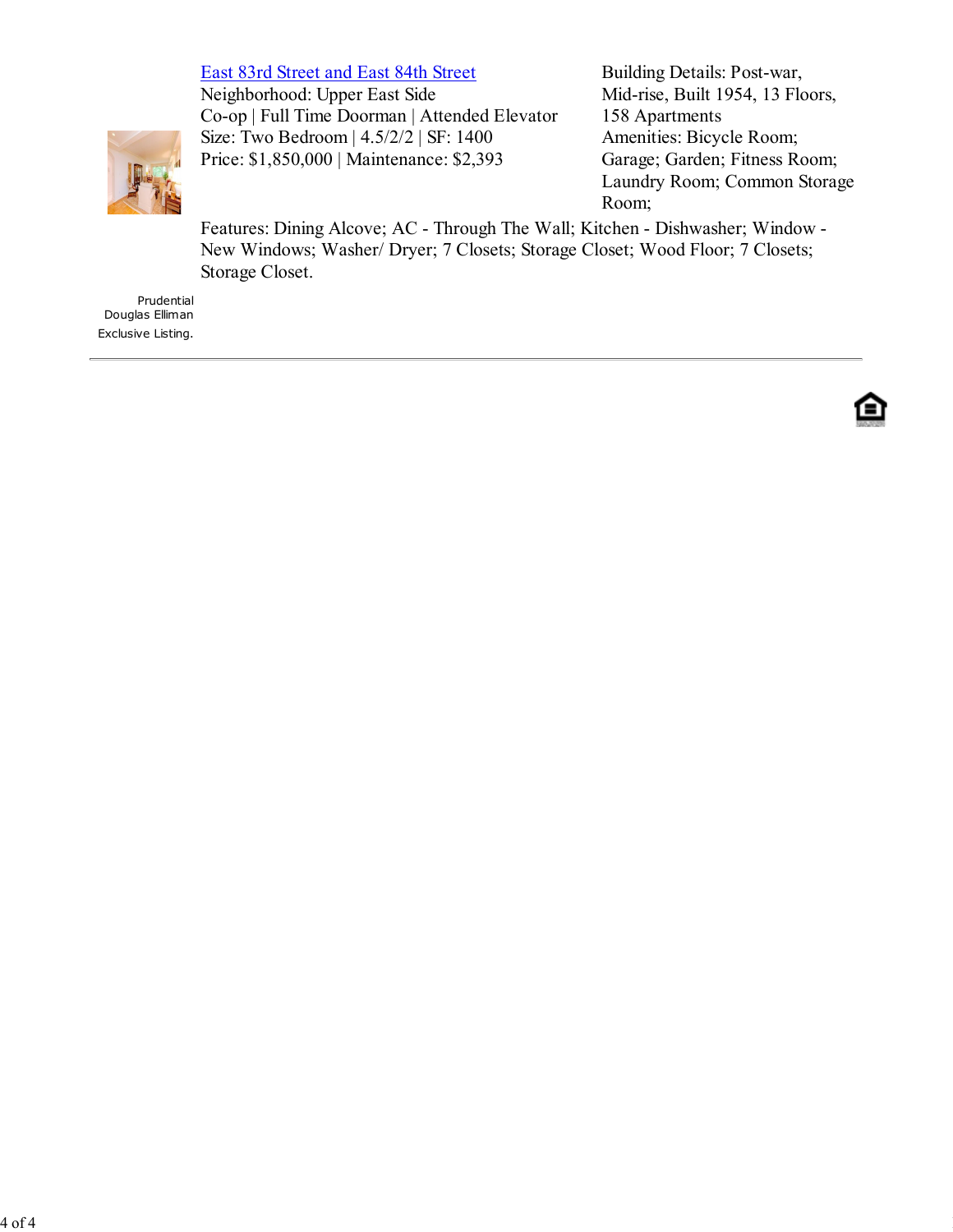[East 83rd Street and East 84th Street]
Neighborhood: Upper East Side
Co-op | Full Time Doorman | Attended Elevator
Size: Two Bedroom | 4.5/2/2 | SF: 1400
Price: $1,850,000 | Maintenance: $2,393

Building Details: Post-war, Mid-rise, Built 1954, 13 Floors, 158 Apartments
Amenities: Bicycle Room; Garage; Garden; Fitness Room; Laundry Room; Common Storage Room;

Features: Dining Alcove; AC - Through The Wall; Kitchen - Dishwasher; Window - New Windows; Washer/ Dryer; 7 Closets; Storage Closet; Wood Floor; 7 Closets; Storage Closet.

Prudential Douglas Elliman Exclusive Listing.

---